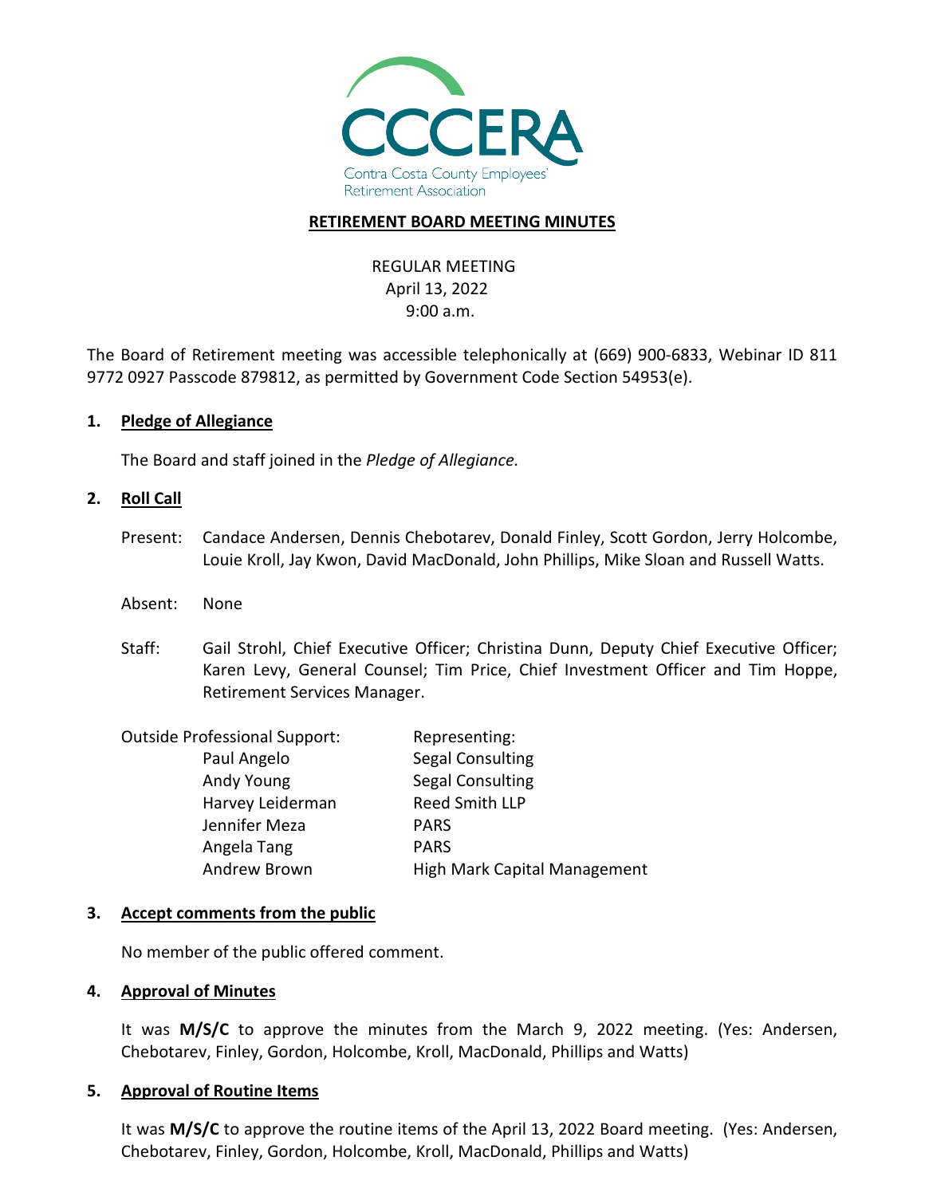CCCERA

Contra Costa County Employees' Retirement Association

# RETIREMENT BOARD MEETING MINUTES

REGULAR MEETING
April 13, 2022
9:00 a.m.

The Board of Retirement meeting was accessible telephonically at (669) 900-6833, Webinar ID 811 9772 0927 Passcode 879812, as permitted by Government Code Section 54953(e).

## 1. Pledge of Allegiance

The Board and staff joined in the *Pledge of Allegiance.*

## 2. Roll Call

Present: Candace Andersen, Dennis Chebotarev, Donald Finley, Scott Gordon, Jerry Holcombe, Louie Kroll, Jay Kwon, David MacDonald, John Phillips, Mike Sloan and Russell Watts.

Absent: None

Staff: Gail Strohl, Chief Executive Officer; Christina Dunn, Deputy Chief Executive Officer; Karen Levy, General Counsel; Tim Price, Chief Investment Officer and Tim Hoppe, Retirement Services Manager.

| Outside Professional Support: | Representing: |
|---|---|
| Paul Angelo | Segal Consulting |
| Andy Young | Segal Consulting |
| Harvey Leiderman | Reed Smith LLP |
| Jennifer Meza | PARS |
| Angela Tang | PARS |
| Andrew Brown | High Mark Capital Management |

## 3. Accept comments from the public

No member of the public offered comment.

## 4. Approval of Minutes

It was **M/S/C** to approve the minutes from the March 9, 2022 meeting. (Yes: Andersen, Chebotarev, Finley, Gordon, Holcombe, Kroll, MacDonald, Phillips and Watts)

## 5. Approval of Routine Items

It was **M/S/C** to approve the routine items of the April 13, 2022 Board meeting. (Yes: Andersen, Chebotarev, Finley, Gordon, Holcombe, Kroll, MacDonald, Phillips and Watts)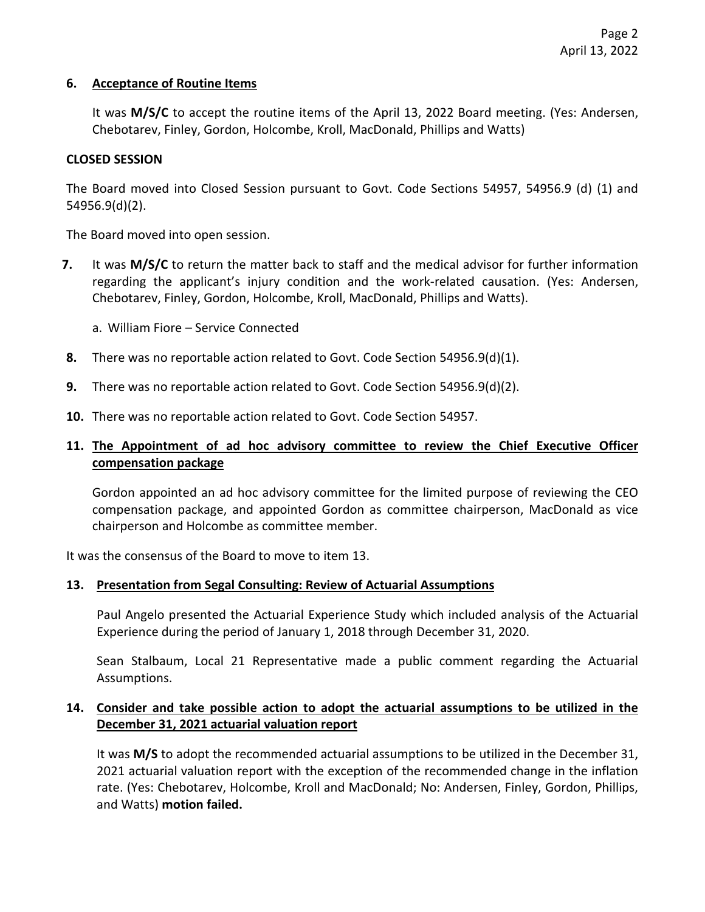**6. Acceptance of Routine Items**

It was **M/S/C** to accept the routine items of the April 13, 2022 Board meeting. (Yes: Andersen, Chebotarev, Finley, Gordon, Holcombe, Kroll, MacDonald, Phillips and Watts)

**CLOSED SESSION**

The Board moved into Closed Session pursuant to Govt. Code Sections 54957, 54956.9 (d) (1) and 54956.9(d)(2).

The Board moved into open session.

**7.** It was **M/S/C** to return the matter back to staff and the medical advisor for further information regarding the applicant's injury condition and the work-related causation. (Yes: Andersen, Chebotarev, Finley, Gordon, Holcombe, Kroll, MacDonald, Phillips and Watts).

a. William Fiore – Service Connected

**8.** There was no reportable action related to Govt. Code Section 54956.9(d)(1).

**9.** There was no reportable action related to Govt. Code Section 54956.9(d)(2).

**10.** There was no reportable action related to Govt. Code Section 54957.

**11. The Appointment of ad hoc advisory committee to review the Chief Executive Officer compensation package**

Gordon appointed an ad hoc advisory committee for the limited purpose of reviewing the CEO compensation package, and appointed Gordon as committee chairperson, MacDonald as vice chairperson and Holcombe as committee member.

It was the consensus of the Board to move to item 13.

**13. Presentation from Segal Consulting: Review of Actuarial Assumptions**

Paul Angelo presented the Actuarial Experience Study which included analysis of the Actuarial Experience during the period of January 1, 2018 through December 31, 2020.

Sean Stalbaum, Local 21 Representative made a public comment regarding the Actuarial Assumptions.

**14. Consider and take possible action to adopt the actuarial assumptions to be utilized in the December 31, 2021 actuarial valuation report**

It was **M/S** to adopt the recommended actuarial assumptions to be utilized in the December 31, 2021 actuarial valuation report with the exception of the recommended change in the inflation rate. (Yes: Chebotarev, Holcombe, Kroll and MacDonald; No: Andersen, Finley, Gordon, Phillips, and Watts) **motion failed.**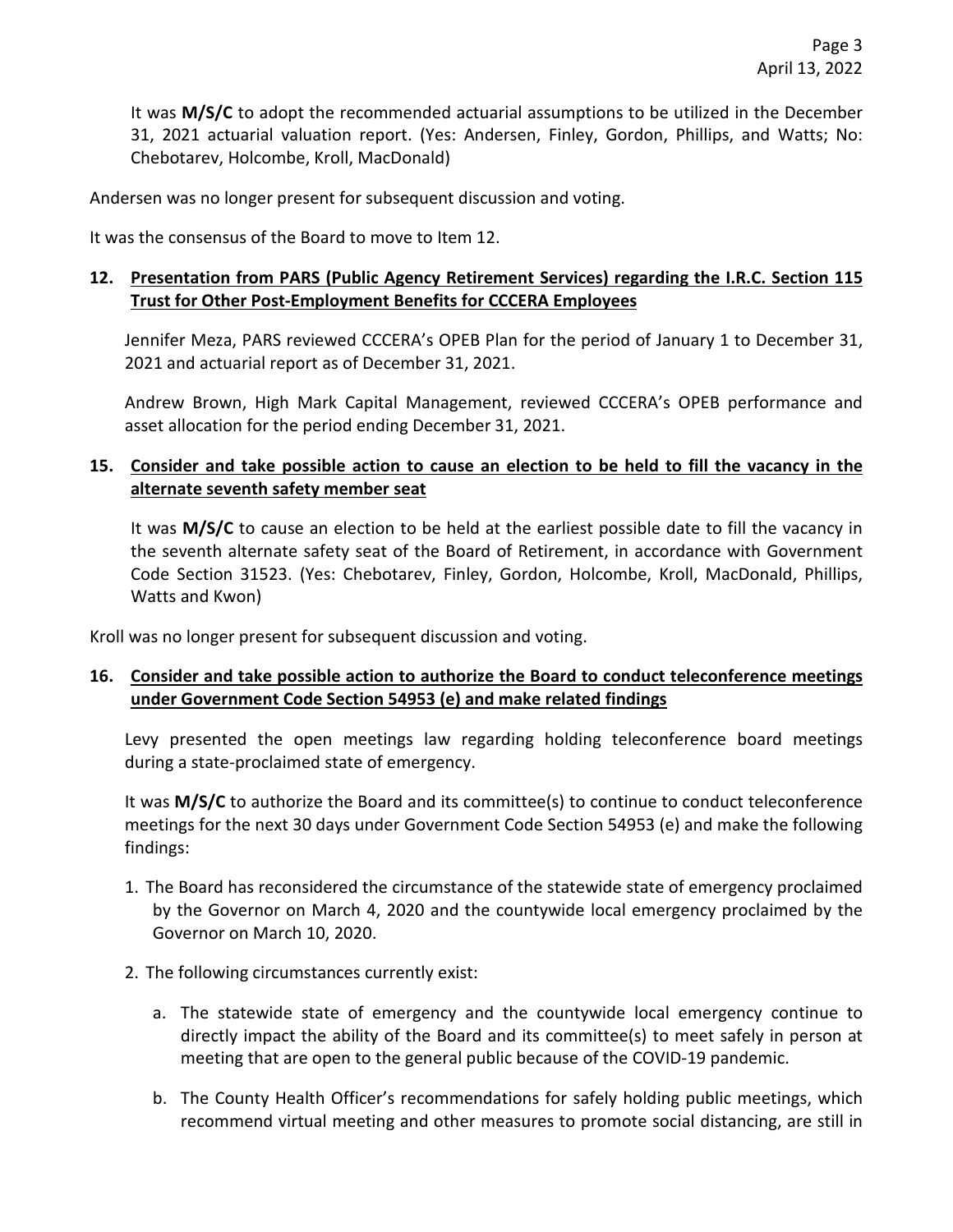It was **M/S/C** to adopt the recommended actuarial assumptions to be utilized in the December 31, 2021 actuarial valuation report. (Yes: Andersen, Finley, Gordon, Phillips, and Watts; No: Chebotarev, Holcombe, Kroll, MacDonald)

Andersen was no longer present for subsequent discussion and voting.

It was the consensus of the Board to move to Item 12.

**12. <u>Presentation from PARS (Public Agency Retirement Services) regarding the I.R.C. Section 115 Trust for Other Post-Employment Benefits for CCCERA Employees</u>**

Jennifer Meza, PARS reviewed CCCERA's OPEB Plan for the period of January 1 to December 31, 2021 and actuarial report as of December 31, 2021.

Andrew Brown, High Mark Capital Management, reviewed CCCERA's OPEB performance and asset allocation for the period ending December 31, 2021.

**15. <u>Consider and take possible action to cause an election to be held to fill the vacancy in the alternate seventh safety member seat</u>**

It was **M/S/C** to cause an election to be held at the earliest possible date to fill the vacancy in the seventh alternate safety seat of the Board of Retirement, in accordance with Government Code Section 31523. (Yes: Chebotarev, Finley, Gordon, Holcombe, Kroll, MacDonald, Phillips, Watts and Kwon)

Kroll was no longer present for subsequent discussion and voting.

**16. <u>Consider and take possible action to authorize the Board to conduct teleconference meetings under Government Code Section 54953 (e) and make related findings</u>**

Levy presented the open meetings law regarding holding teleconference board meetings during a state-proclaimed state of emergency.

It was **M/S/C** to authorize the Board and its committee(s) to continue to conduct teleconference meetings for the next 30 days under Government Code Section 54953 (e) and make the following findings:

1. The Board has reconsidered the circumstance of the statewide state of emergency proclaimed by the Governor on March 4, 2020 and the countywide local emergency proclaimed by the Governor on March 10, 2020.
2. The following circumstances currently exist:
   a. The statewide state of emergency and the countywide local emergency continue to directly impact the ability of the Board and its committee(s) to meet safely in person at meeting that are open to the general public because of the COVID-19 pandemic.
   b. The County Health Officer's recommendations for safely holding public meetings, which recommend virtual meeting and other measures to promote social distancing, are still in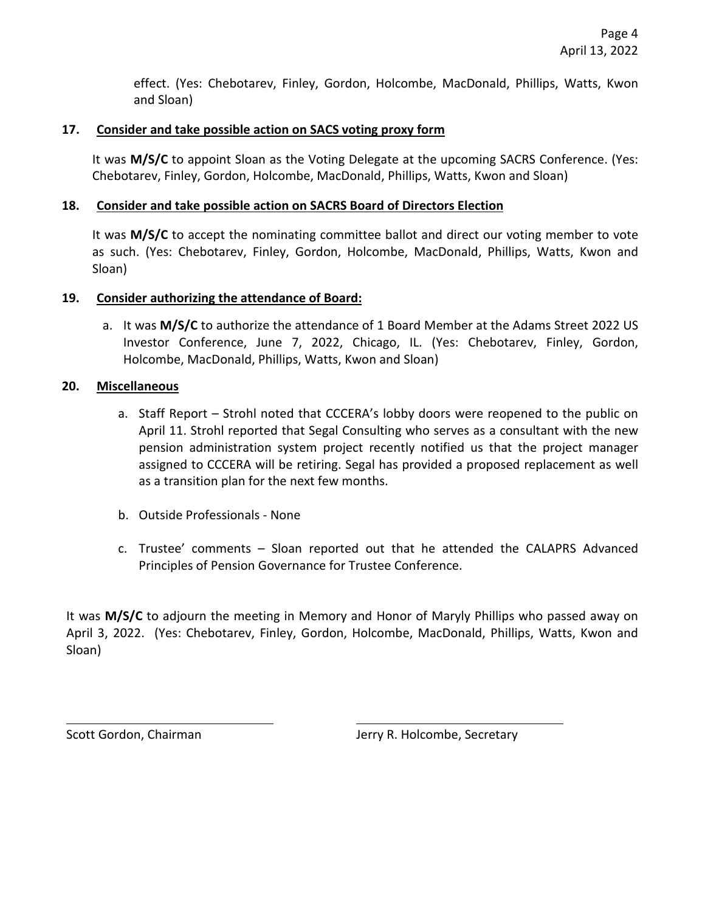effect. (Yes: Chebotarev, Finley, Gordon, Holcombe, MacDonald, Phillips, Watts, Kwon and Sloan)

**17. Consider and take possible action on SACS voting proxy form**

It was **M/S/C** to appoint Sloan as the Voting Delegate at the upcoming SACRS Conference. (Yes: Chebotarev, Finley, Gordon, Holcombe, MacDonald, Phillips, Watts, Kwon and Sloan)

**18. Consider and take possible action on SACRS Board of Directors Election**

It was **M/S/C** to accept the nominating committee ballot and direct our voting member to vote as such. (Yes: Chebotarev, Finley, Gordon, Holcombe, MacDonald, Phillips, Watts, Kwon and Sloan)

**19. Consider authorizing the attendance of Board:**

a. It was **M/S/C** to authorize the attendance of 1 Board Member at the Adams Street 2022 US Investor Conference, June 7, 2022, Chicago, IL. (Yes: Chebotarev, Finley, Gordon, Holcombe, MacDonald, Phillips, Watts, Kwon and Sloan)

**20. Miscellaneous**

a. Staff Report – Strohl noted that CCCERA's lobby doors were reopened to the public on April 11. Strohl reported that Segal Consulting who serves as a consultant with the new pension administration system project recently notified us that the project manager assigned to CCCERA will be retiring. Segal has provided a proposed replacement as well as a transition plan for the next few months.

b. Outside Professionals - None

c. Trustee' comments – Sloan reported out that he attended the CALAPRS Advanced Principles of Pension Governance for Trustee Conference.

It was **M/S/C** to adjourn the meeting in Memory and Honor of Maryly Phillips who passed away on April 3, 2022. (Yes: Chebotarev, Finley, Gordon, Holcombe, MacDonald, Phillips, Watts, Kwon and Sloan)

Scott Gordon, Chairman

Jerry R. Holcombe, Secretary